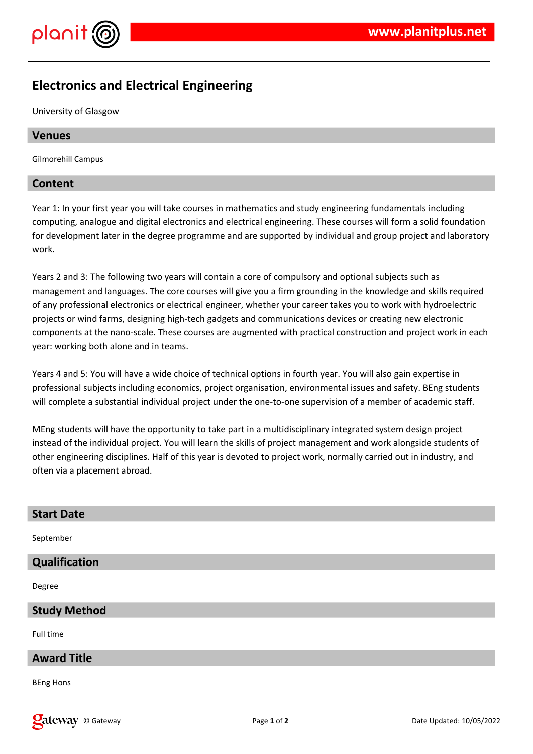# Electronics and Electrical Engineering

University of Glasgow

## Venues

Gilmorehill Campus

## Content

Year 1: In your first year you will take courses in mathematics and study engineering fundamentals including computing, analogue and digital electronics and electrical engineering. These courses will form a solid foundation for development later in the degree programme and are supported by individual and group project and laboratory work.

Years 2 and 3: The following two years will contain a core of compulsory and optional subjects such as management and languages. The core courses will give you a firm grounding in the knowledge and skills required of any professional electronics or electrical engineer, whether your career takes you to work with hydroelectric projects or wind farms, designing high-tech gadgets and communications devices or creating new electronic components at the nano-scale. These courses are augmented with practical construction and project work in each year: working both alone and in teams.

Years 4 and 5: You will have a wide choice of technical options in fourth year. You will also gain expertise in professional subjects including economics, project organisation, environmental issues and safety. BEng students will complete a substantial individual project under the one-to-one supervision of a member of academic staff.

MEng students will have the opportunity to take part in a multidisciplinary integrated system design project instead of the individual project. You will learn the skills of project management and work alongside students of other engineering disciplines. Half of this year is devoted to project work, normally carried out in industry, and often via a placement abroad.

## Start Date

September

## Qualification

Degree

## Study Method

Full time

## Award Title

BEng Hons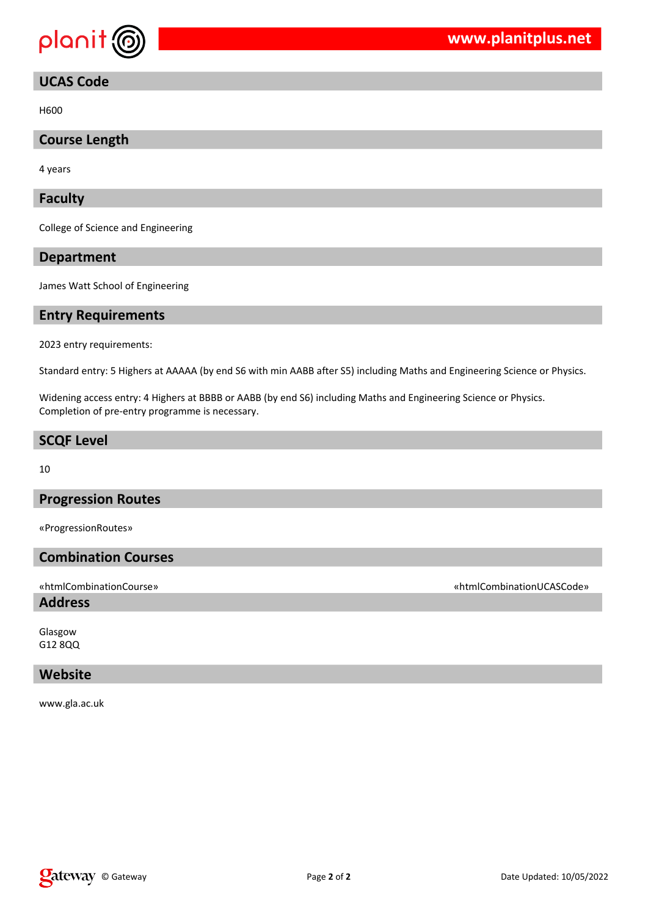## UCAS Code

H600

## Course Length

4 years

## Faculty

College of Science and Engineering

## Department

James Watt School of Engineering

## Entry Requirements

2023 entry requirements:

Standard entry: 5 Highers at AAAAA (by end S6 with min AABB after S5) including Maths and Engineering Science or Physics.

Widening access entry: 4 Highers at BBBB or AABB (by end S6) including Maths and Engineering Science or Physics. Completion of pre-entry programme is necessary.

## SCQF Level

10

## Progression Routes

«ProgressionRoutes»

## Combination Courses

«htmlCombinationCourse» «htmlCombinationUCASCode»

## Address

Glasgow
G12 8QQ

## Website

www.gla.ac.uk